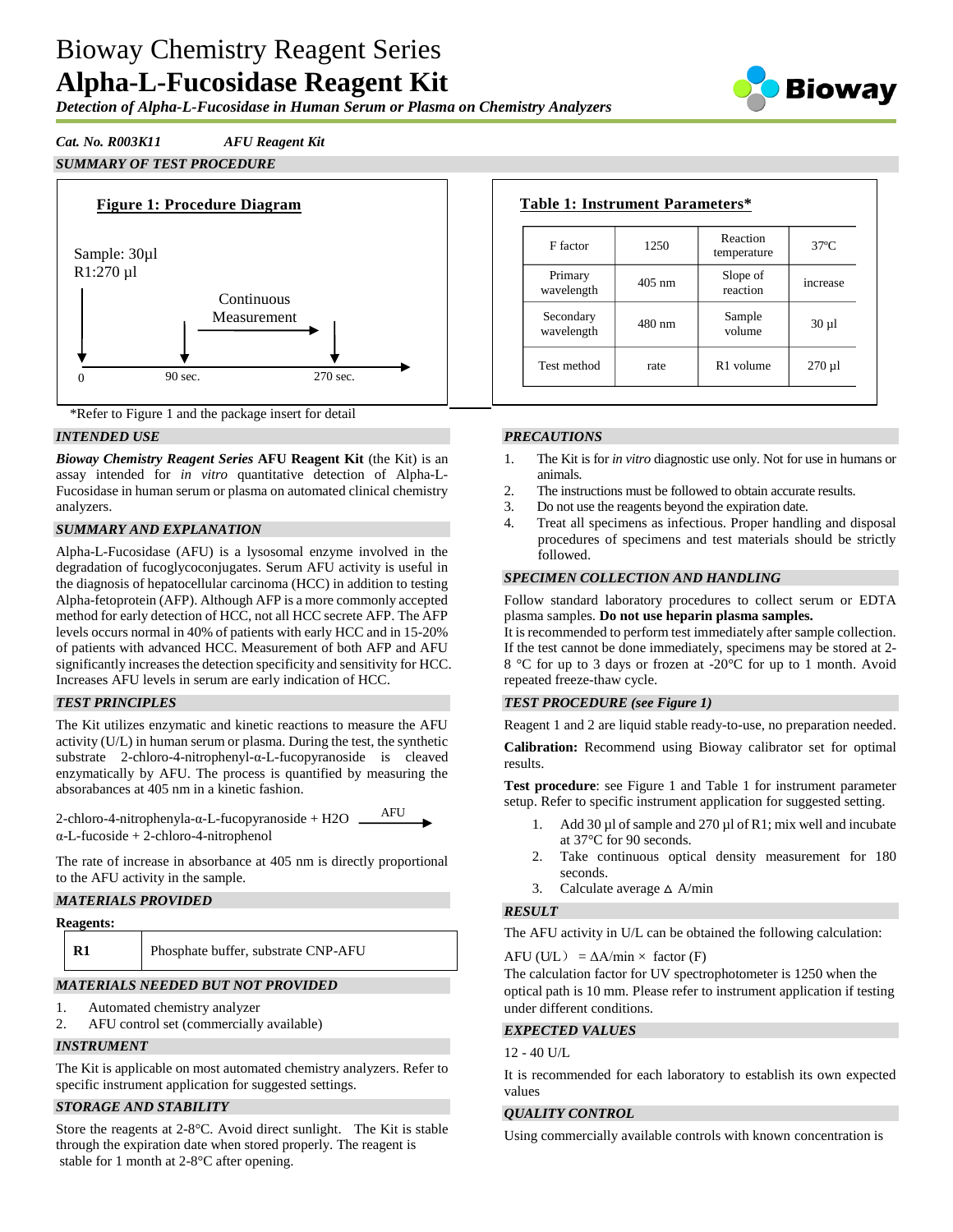# Bioway Chemistry Reagent Series
# **Alpha-L-Fucosidase Reagent Kit**

***Detection of Alpha-L-Fucosidase in Human Serum or Plasma on Chemistry Analyzers***

***Cat. No. R003K11*** ***AFU Reagent Kit***

## *SUMMARY OF TEST PROCEDURE*

**Figure 1: Procedure Diagram**

Sample: 30µl
R1:270 µl

Continuous Measurement

0 — 90 sec. — 270 sec.

**Table 1: Instrument Parameters***

| F factor | 1250 | Reaction temperature | 37ºC |
|---|---|---|---|
| Primary wavelength | 405 nm | Slope of reaction | increase |
| Secondary wavelength | 480 nm | Sample volume | 30 µl |
| Test method | rate | R1 volume | 270 µl |

*Refer to Figure 1 and the package insert for detail

## *INTENDED USE*

***Bioway Chemistry Reagent Series*** **AFU Reagent Kit** (the Kit) is an assay intended for *in vitro* quantitative detection of Alpha-L-Fucosidase in human serum or plasma on automated clinical chemistry analyzers.

## *SUMMARY AND EXPLANATION*

Alpha-L-Fucosidase (AFU) is a lysosomal enzyme involved in the degradation of fucoglycoconjugates. Serum AFU activity is useful in the diagnosis of hepatocellular carcinoma (HCC) in addition to testing Alpha-fetoprotein (AFP). Although AFP is a more commonly accepted method for early detection of HCC, not all HCC secrete AFP. The AFP levels occurs normal in 40% of patients with early HCC and in 15-20% of patients with advanced HCC. Measurement of both AFP and AFU significantly increases the detection specificity and sensitivity for HCC. Increases AFU levels in serum are early indication of HCC.

## *TEST PRINCIPLES*

The Kit utilizes enzymatic and kinetic reactions to measure the AFU activity (U/L) in human serum or plasma. During the test, the synthetic substrate 2-chloro-4-nitrophenyl-α-L-fucopyranoside is cleaved enzymatically by AFU. The process is quantified by measuring the absorbances at 405 nm in a kinetic fashion.

$$\text{2-chloro-4-nitrophenyla-}\alpha\text{-L-fucopyranoside} + H_2O \xrightarrow{AFU} \alpha\text{-L-fucoside} + \text{2-chloro-4-nitrophenol}$$

The rate of increase in absorbance at 405 nm is directly proportional to the AFU activity in the sample.

## *MATERIALS PROVIDED*

**Reagents:**

| **R1** | Phosphate buffer, substrate CNP-AFU |
|---|---|

## *MATERIALS NEEDED BUT NOT PROVIDED*

1. Automated chemistry analyzer
2. AFU control set (commercially available)

## *INSTRUMENT*

The Kit is applicable on most automated chemistry analyzers. Refer to specific instrument application for suggested settings.

## *STORAGE AND STABILITY*

Store the reagents at 2-8°C. Avoid direct sunlight. The Kit is stable through the expiration date when stored properly. The reagent is stable for 1 month at 2-8°C after opening.

## *PRECAUTIONS*

1. The Kit is for *in vitro* diagnostic use only. Not for use in humans or animals.
2. The instructions must be followed to obtain accurate results.
3. Do not use the reagents beyond the expiration date.
4. Treat all specimens as infectious. Proper handling and disposal procedures of specimens and test materials should be strictly followed.

## *SPECIMEN COLLECTION AND HANDLING*

Follow standard laboratory procedures to collect serum or EDTA plasma samples. **Do not use heparin plasma samples.**
It is recommended to perform test immediately after sample collection. If the test cannot be done immediately, specimens may be stored at 2-8 °C for up to 3 days or frozen at -20°C for up to 1 month. Avoid repeated freeze-thaw cycle.

## *TEST PROCEDURE (see Figure 1)*

Reagent 1 and 2 are liquid stable ready-to-use, no preparation needed.

**Calibration:** Recommend using Bioway calibrator set for optimal results.

**Test procedure**: see Figure 1 and Table 1 for instrument parameter setup. Refer to specific instrument application for suggested setting.

1. Add 30 µl of sample and 270 µl of R1; mix well and incubate at 37°C for 90 seconds.
2. Take continuous optical density measurement for 180 seconds.
3. Calculate average $\Delta$ A/min

## *RESULT*

The AFU activity in U/L can be obtained the following calculation:

$$AFU\ (U/L) = \Delta A/min \times \text{factor}\ (F)$$

The calculation factor for UV spectrophotometer is 1250 when the optical path is 10 mm. Please refer to instrument application if testing under different conditions.

## *EXPECTED VALUES*

12 - 40 U/L

It is recommended for each laboratory to establish its own expected values

## *QUALITY CONTROL*

Using commercially available controls with known concentration is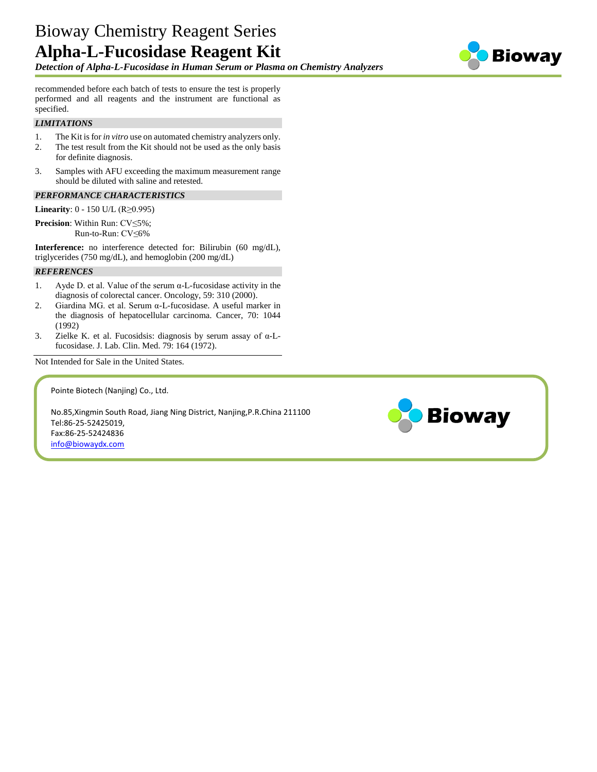recommended before each batch of tests to ensure the test is properly performed and all reagents and the instrument are functional as specified.

### *LIMITATIONS*

1. The Kit is for *in vitro* use on automated chemistry analyzers only.
2. The test result from the Kit should not be used as the only basis for definite diagnosis.
3. Samples with AFU exceeding the maximum measurement range should be diluted with saline and retested.

### *PERFORMANCE CHARACTERISTICS*

**Linearity**: 0 - 150 U/L (R≥0.995)

**Precision**: Within Run: CV≤5%;
Run-to-Run: CV≤6%

**Interference:** no interference detected for: Bilirubin (60 mg/dL), triglycerides (750 mg/dL), and hemoglobin (200 mg/dL)

### *REFERENCES*

1. Ayde D. et al. Value of the serum α-L-fucosidase activity in the diagnosis of colorectal cancer. Oncology, 59: 310 (2000).
2. Giardina MG. et al. Serum α-L-fucosidase. A useful marker in the diagnosis of hepatocellular carcinoma. Cancer, 70: 1044 (1992)
3. Zielke K. et al. Fucosidsis: diagnosis by serum assay of α-L-fucosidase. J. Lab. Clin. Med. 79: 164 (1972).

Not Intended for Sale in the United States.

Pointe Biotech (Nanjing) Co., Ltd.

No.85,Xingmin South Road, Jiang Ning District, Nanjing,P.R.China 211100
Tel:86-25-52425019,
Fax:86-25-52424836
info@biowaydx.com

Bioway